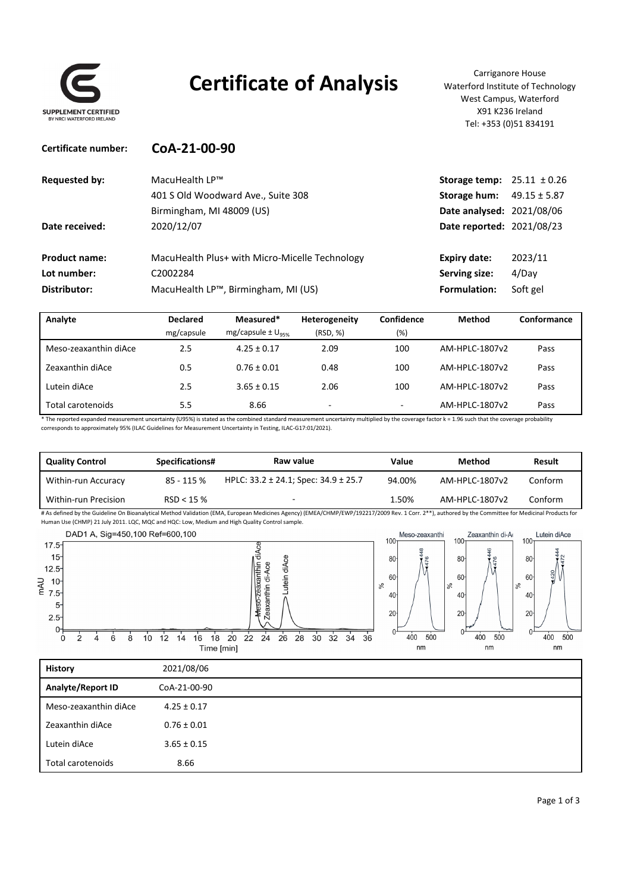SUPPLEMENT CERTIFIED
BY NRCI WATERFORD IRELAND

# Certificate of Analysis

Carriganore House
Waterford Institute of Technology
West Campus, Waterford
X91 K236 Ireland
Tel: +353 (0)51 834191

**Certificate number:** **CoA-21-00-90**

| | | | |
|---|---|---|---|
| **Requested by:** | MacuHealth LP™<br>401 S Old Woodward Ave., Suite 308<br>Birmingham, MI 48009 (US) | **Storage temp:** | 25.11 ± 0.26 |
| | | **Storage hum:** | 49.15 ± 5.87 |
| | | **Date analysed:** | 2021/08/06 |
| **Date received:** | 2020/12/07 | **Date reported:** | 2021/08/23 |
| **Product name:** | MacuHealth Plus+ with Micro-Micelle Technology | **Expiry date:** | 2023/11 |
| **Lot number:** | C2002284 | **Serving size:** | 4/Day |
| **Distributor:** | MacuHealth LP™, Birmingham, MI (US) | **Formulation:** | Soft gel |

| Analyte | Declared<br>mg/capsule | Measured*<br>mg/capsule ± $U_{95\%}$ | Heterogeneity<br>(RSD, %) | Confidence<br>(%) | Method | Conformance |
|---|---|---|---|---|---|---|
| Meso-zeaxanthin diAce | 2.5 | 4.25 ± 0.17 | 2.09 | 100 | AM-HPLC-1807v2 | Pass |
| Zeaxanthin diAce | 0.5 | 0.76 ± 0.01 | 0.48 | 100 | AM-HPLC-1807v2 | Pass |
| Lutein diAce | 2.5 | 3.65 ± 0.15 | 2.06 | 100 | AM-HPLC-1807v2 | Pass |
| Total carotenoids | 5.5 | 8.66 | - | - | AM-HPLC-1807v2 | Pass |

\* The reported expanded measurement uncertainty (U95%) is stated as the combined standard measurement uncertainty multiplied by the coverage factor k = 1.96 such that the coverage probability corresponds to approximately 95% (ILAC Guidelines for Measurement Uncertainty in Testing, ILAC-G17:01/2021).

| Quality Control | Specifications# | Raw value | Value | Method | Result |
|---|---|---|---|---|---|
| Within-run Accuracy | 85 - 115 % | HPLC: 33.2 ± 24.1; Spec: 34.9 ± 25.7 | 94.00% | AM-HPLC-1807v2 | Conform |
| Within-run Precision | RSD < 15 % | - | 1.50% | AM-HPLC-1807v2 | Conform |

\# As defined by the Guideline On Bioanalytical Method Validation (EMA, European Medicines Agency) (EMEA/CHMP/EWP/192217/2009 Rev. 1 Corr. 2**), authored by the Committee for Medicinal Products for Human Use (CHMP) 21 July 2011. LQC, MQC and HQC: Low, Medium and High Quality Control sample.

| History | 2021/08/06 |
|---|---|
| **Analyte/Report ID** | CoA-21-00-90 |
| Meso-zeaxanthin diAce | 4.25 ± 0.17 |
| Zeaxanthin diAce | 0.76 ± 0.01 |
| Lutein diAce | 3.65 ± 0.15 |
| Total carotenoids | 8.66 |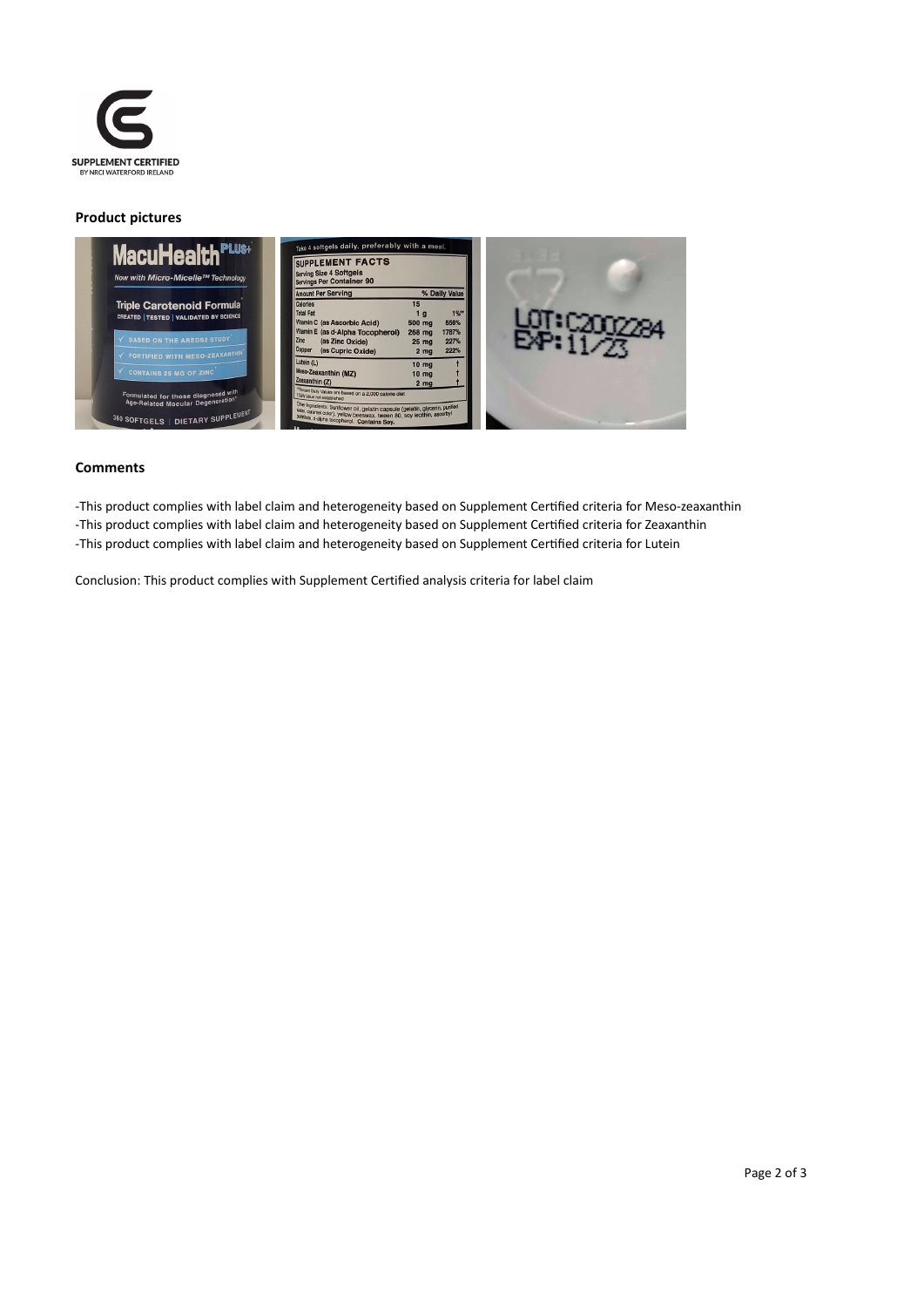### Product pictures

### Comments

-This product complies with label claim and heterogeneity based on Supplement Certified criteria for Meso-zeaxanthin
-This product complies with label claim and heterogeneity based on Supplement Certified criteria for Zeaxanthin
-This product complies with label claim and heterogeneity based on Supplement Certified criteria for Lutein

Conclusion: This product complies with Supplement Certified analysis criteria for label claim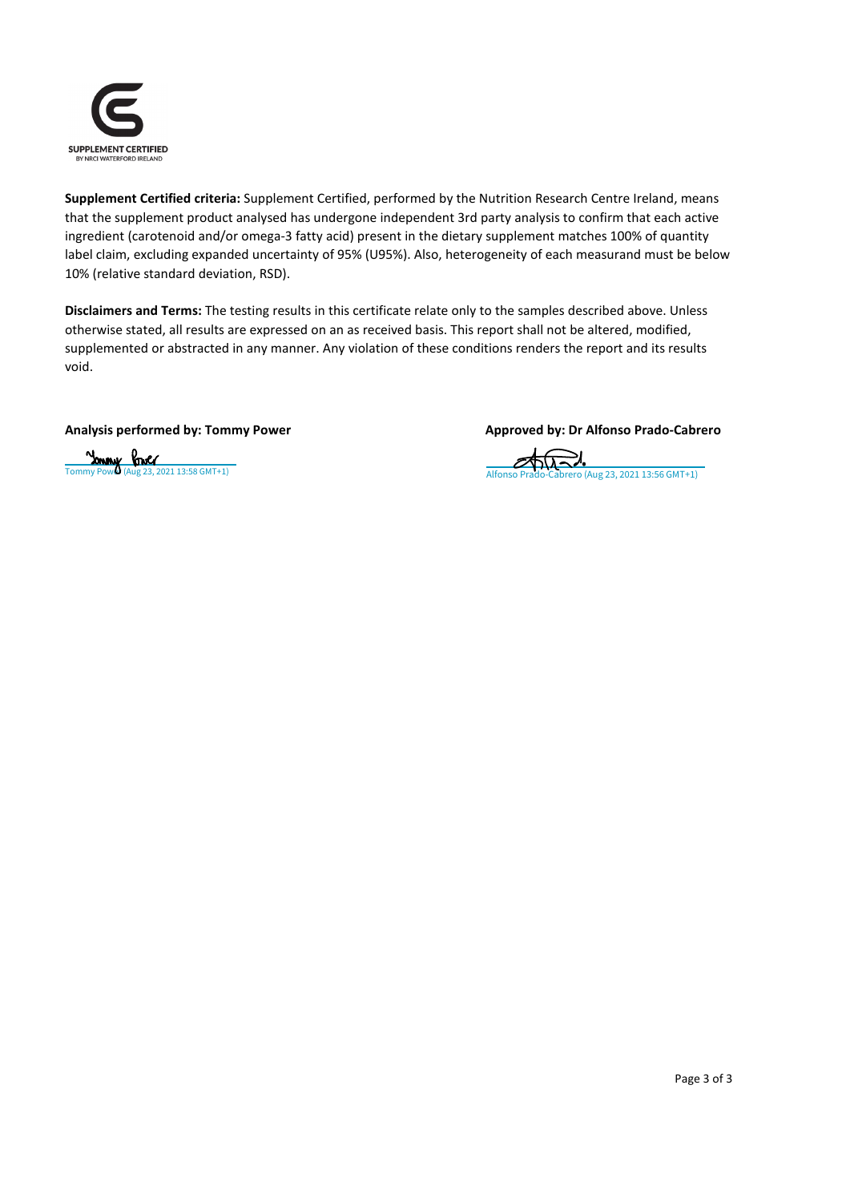SUPPLEMENT CERTIFIED
BY NRCI WATERFORD IRELAND

**Supplement Certified criteria:** Supplement Certified, performed by the Nutrition Research Centre Ireland, means that the supplement product analysed has undergone independent 3rd party analysis to confirm that each active ingredient (carotenoid and/or omega-3 fatty acid) present in the dietary supplement matches 100% of quantity label claim, excluding expanded uncertainty of 95% (U95%). Also, heterogeneity of each measurand must be below 10% (relative standard deviation, RSD).

**Disclaimers and Terms:** The testing results in this certificate relate only to the samples described above. Unless otherwise stated, all results are expressed on an as received basis. This report shall not be altered, modified, supplemented or abstracted in any manner. Any violation of these conditions renders the report and its results void.

**Analysis performed by: Tommy Power**

Tommy Power (Aug 23, 2021 13:58 GMT+1)

**Approved by: Dr Alfonso Prado-Cabrero**

Alfonso Prado-Cabrero (Aug 23, 2021 13:56 GMT+1)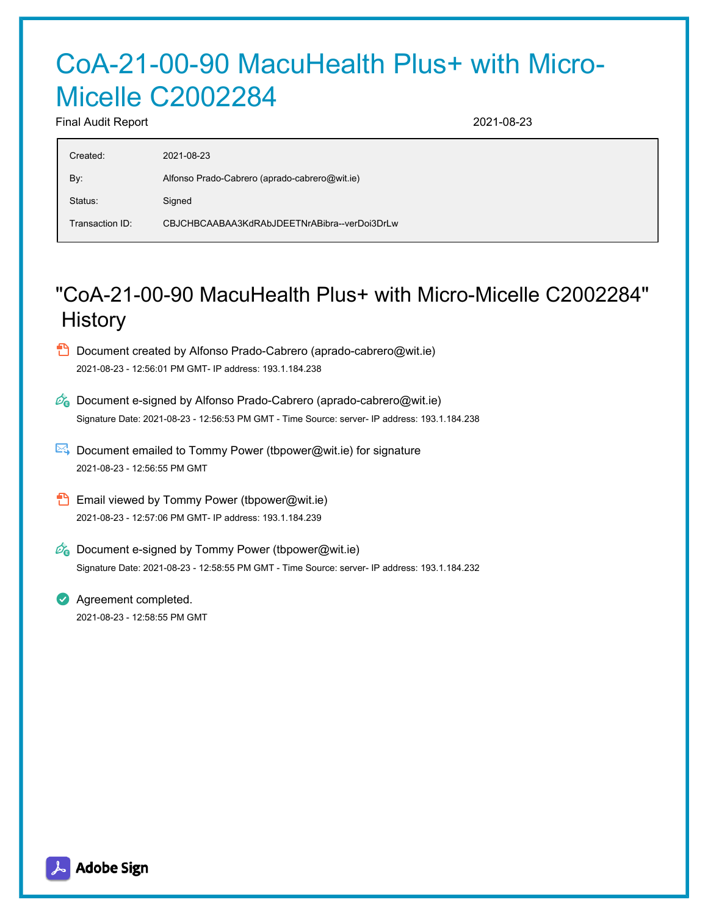# CoA-21-00-90 MacuHealth Plus+ with Micro-Micelle C2002284

Final Audit Report 2021-08-23

| | |
|---|---|
| Created: | 2021-08-23 |
| By: | Alfonso Prado-Cabrero (aprado-cabrero@wit.ie) |
| Status: | Signed |
| Transaction ID: | CBJCHBCAABAA3KdRAbJDEETNrABibra--verDoi3DrLw |

## "CoA-21-00-90 MacuHealth Plus+ with Micro-Micelle C2002284" History

- Document created by Alfonso Prado-Cabrero (aprado-cabrero@wit.ie)
  2021-08-23 - 12:56:01 PM GMT- IP address: 193.1.184.238

- Document e-signed by Alfonso Prado-Cabrero (aprado-cabrero@wit.ie)
  Signature Date: 2021-08-23 - 12:56:53 PM GMT - Time Source: server- IP address: 193.1.184.238

- Document emailed to Tommy Power (tbpower@wit.ie) for signature
  2021-08-23 - 12:56:55 PM GMT

- Email viewed by Tommy Power (tbpower@wit.ie)
  2021-08-23 - 12:57:06 PM GMT- IP address: 193.1.184.239

- Document e-signed by Tommy Power (tbpower@wit.ie)
  Signature Date: 2021-08-23 - 12:58:55 PM GMT - Time Source: server- IP address: 193.1.184.232

- Agreement completed.
  2021-08-23 - 12:58:55 PM GMT

Adobe Sign